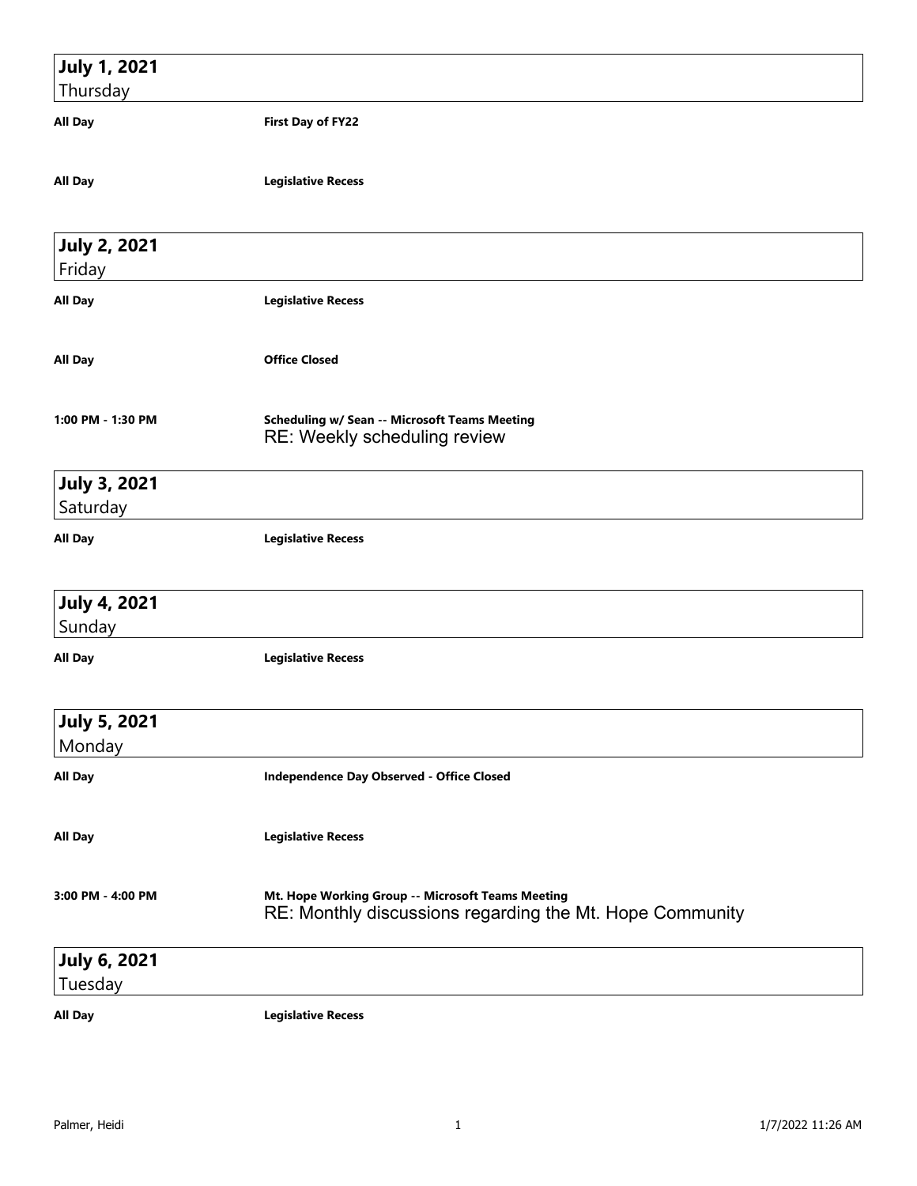## July 1, 2021
Thursday

**All Day** — **First Day of FY22**

**All Day** — **Legislative Recess**

## July 2, 2021
Friday

**All Day** — **Legislative Recess**

**All Day** — **Office Closed**

**1:00 PM - 1:30 PM** — **Scheduling w/ Sean -- Microsoft Teams Meeting**
RE: Weekly scheduling review

## July 3, 2021
Saturday

**All Day** — **Legislative Recess**

## July 4, 2021
Sunday

**All Day** — **Legislative Recess**

## July 5, 2021
Monday

**All Day** — **Independence Day Observed - Office Closed**

**All Day** — **Legislative Recess**

**3:00 PM - 4:00 PM** — **Mt. Hope Working Group -- Microsoft Teams Meeting**
RE: Monthly discussions regarding the Mt. Hope Community

## July 6, 2021
Tuesday

**All Day** — **Legislative Recess**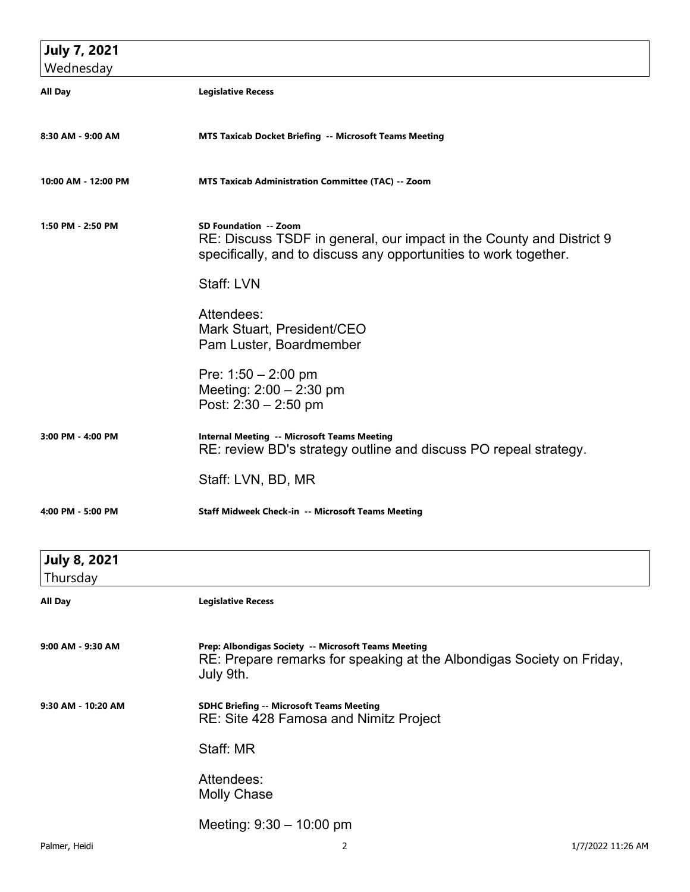## July 7, 2021
Wednesday

| | |
|---|---|
| **All Day** | **Legislative Recess** |
| **8:30 AM - 9:00 AM** | **MTS Taxicab Docket Briefing -- Microsoft Teams Meeting** |
| **10:00 AM - 12:00 PM** | **MTS Taxicab Administration Committee (TAC) -- Zoom** |
| **1:50 PM - 2:50 PM** | **SD Foundation -- Zoom**<br>RE: Discuss TSDF in general, our impact in the County and District 9 specifically, and to discuss any opportunities to work together.<br><br>Staff: LVN<br><br>Attendees:<br>Mark Stuart, President/CEO<br>Pam Luster, Boardmember<br><br>Pre: 1:50 – 2:00 pm<br>Meeting: 2:00 – 2:30 pm<br>Post: 2:30 – 2:50 pm |
| **3:00 PM - 4:00 PM** | **Internal Meeting -- Microsoft Teams Meeting**<br>RE: review BD's strategy outline and discuss PO repeal strategy.<br><br>Staff: LVN, BD, MR |
| **4:00 PM - 5:00 PM** | **Staff Midweek Check-in -- Microsoft Teams Meeting** |

## July 8, 2021
Thursday

| | |
|---|---|
| **All Day** | **Legislative Recess** |
| **9:00 AM - 9:30 AM** | **Prep: Albondigas Society -- Microsoft Teams Meeting**<br>RE: Prepare remarks for speaking at the Albondigas Society on Friday, July 9th. |
| **9:30 AM - 10:20 AM** | **SDHC Briefing -- Microsoft Teams Meeting**<br>RE: Site 428 Famosa and Nimitz Project<br><br>Staff: MR<br><br>Attendees:<br>Molly Chase<br><br>Meeting: 9:30 – 10:00 pm |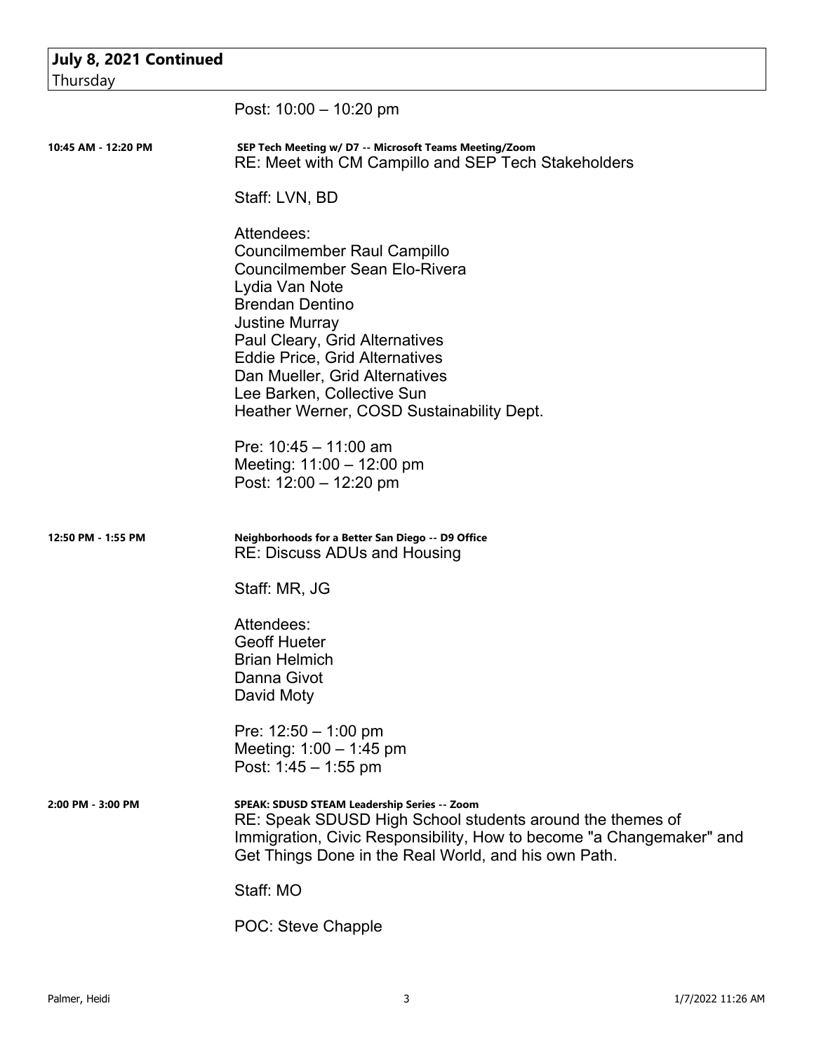**July 8, 2021 Continued**
Thursday

Post: 10:00 – 10:20 pm

**10:45 AM - 12:20 PM**

**SEP Tech Meeting w/ D7 -- Microsoft Teams Meeting/Zoom**
RE: Meet with CM Campillo and SEP Tech Stakeholders

Staff: LVN, BD

Attendees:
Councilmember Raul Campillo
Councilmember Sean Elo-Rivera
Lydia Van Note
Brendan Dentino
Justine Murray
Paul Cleary, Grid Alternatives
Eddie Price, Grid Alternatives
Dan Mueller, Grid Alternatives
Lee Barken, Collective Sun
Heather Werner, COSD Sustainability Dept.

Pre: 10:45 – 11:00 am
Meeting: 11:00 – 12:00 pm
Post: 12:00 – 12:20 pm

**12:50 PM - 1:55 PM**

**Neighborhoods for a Better San Diego -- D9 Office**
RE: Discuss ADUs and Housing

Staff: MR, JG

Attendees:
Geoff Hueter
Brian Helmich
Danna Givot
David Moty

Pre: 12:50 – 1:00 pm
Meeting: 1:00 – 1:45 pm
Post: 1:45 – 1:55 pm

**2:00 PM - 3:00 PM**

**SPEAK: SDUSD STEAM Leadership Series -- Zoom**
RE: Speak SDUSD High School students around the themes of Immigration, Civic Responsibility, How to become "a Changemaker" and Get Things Done in the Real World, and his own Path.

Staff: MO

POC: Steve Chapple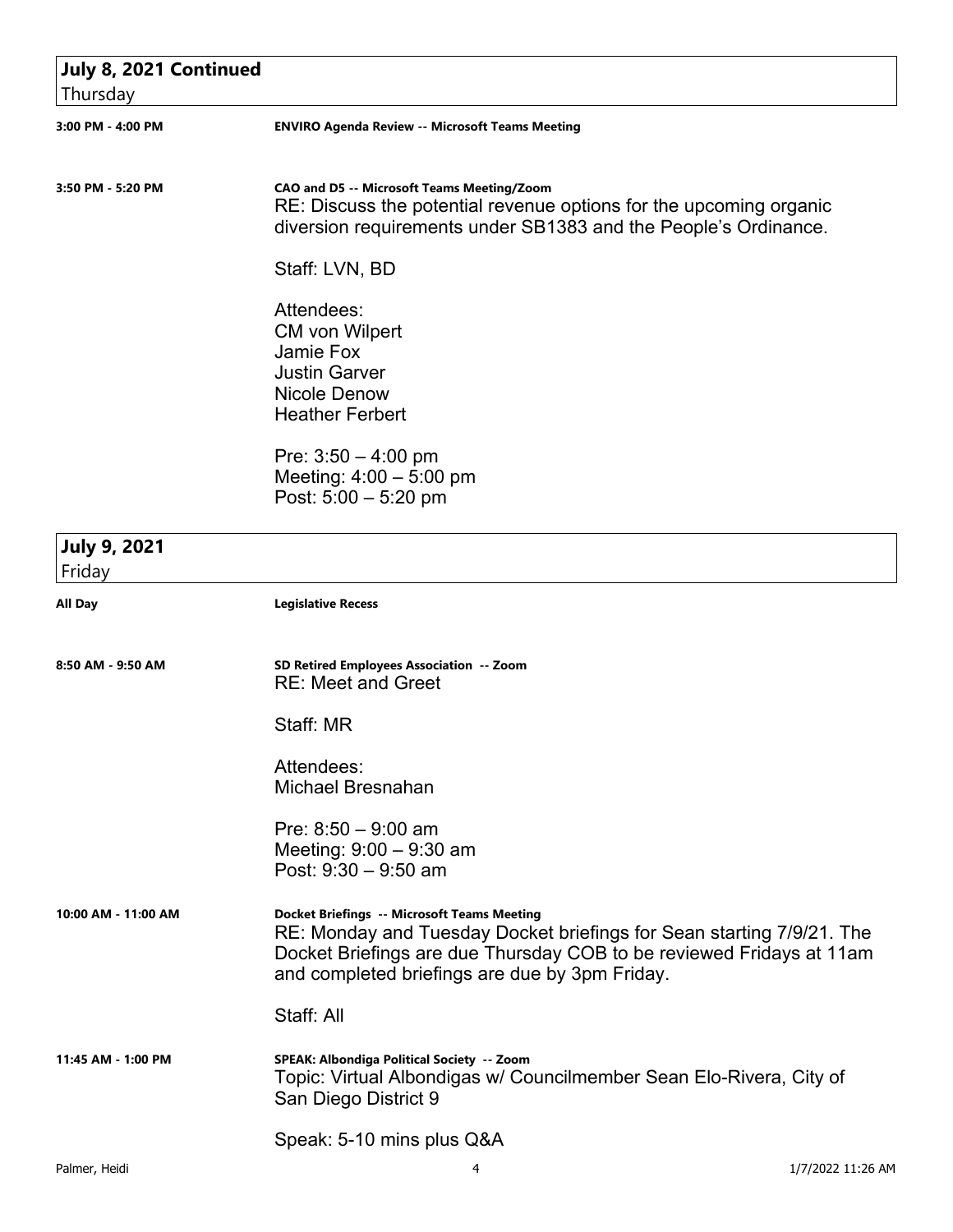## July 8, 2021 Continued
Thursday

**3:00 PM - 4:00 PM** — **ENVIRO Agenda Review -- Microsoft Teams Meeting**

**3:50 PM - 5:20 PM** — **CAO and D5 -- Microsoft Teams Meeting/Zoom**

RE: Discuss the potential revenue options for the upcoming organic diversion requirements under SB1383 and the People's Ordinance.

Staff: LVN, BD

Attendees:
CM von Wilpert
Jamie Fox
Justin Garver
Nicole Denow
Heather Ferbert

Pre: 3:50 – 4:00 pm
Meeting: 4:00 – 5:00 pm
Post: 5:00 – 5:20 pm

## July 9, 2021
Friday

**All Day** — **Legislative Recess**

**8:50 AM - 9:50 AM** — **SD Retired Employees Association -- Zoom**

RE: Meet and Greet

Staff: MR

Attendees:
Michael Bresnahan

Pre: 8:50 – 9:00 am
Meeting: 9:00 – 9:30 am
Post: 9:30 – 9:50 am

**10:00 AM - 11:00 AM** — **Docket Briefings -- Microsoft Teams Meeting**

RE: Monday and Tuesday Docket briefings for Sean starting 7/9/21. The Docket Briefings are due Thursday COB to be reviewed Fridays at 11am and completed briefings are due by 3pm Friday.

Staff: All

**11:45 AM - 1:00 PM** — **SPEAK: Albondiga Political Society -- Zoom**

Topic: Virtual Albondigas w/ Councilmember Sean Elo-Rivera, City of San Diego District 9

Speak: 5-10 mins plus Q&A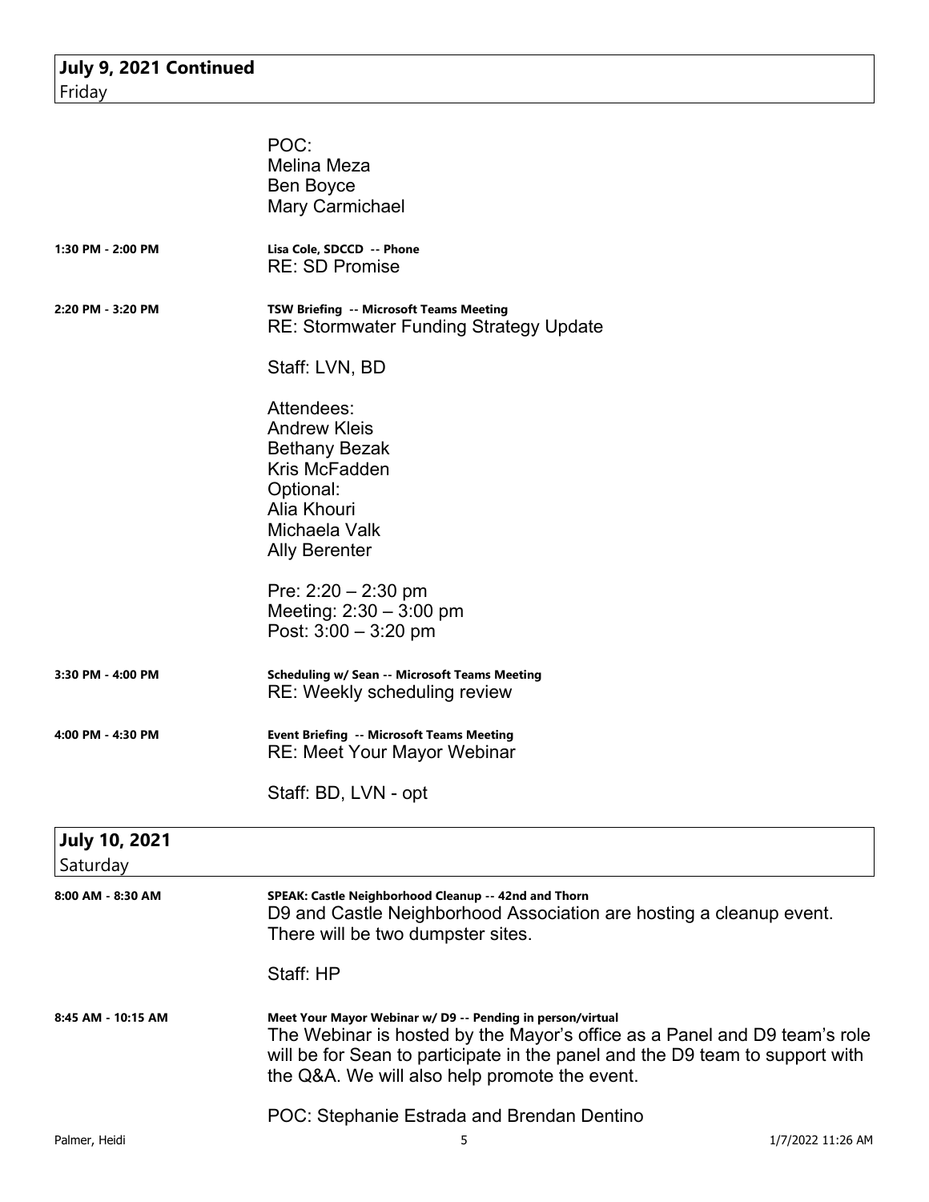## July 9, 2021 Continued
Friday

POC:
Melina Meza
Ben Boyce
Mary Carmichael

**1:30 PM - 2:00 PM** — **Lisa Cole, SDCCD -- Phone**
RE: SD Promise

**2:20 PM - 3:20 PM** — **TSW Briefing -- Microsoft Teams Meeting**
RE: Stormwater Funding Strategy Update

Staff: LVN, BD

Attendees:
Andrew Kleis
Bethany Bezak
Kris McFadden
Optional:
Alia Khouri
Michaela Valk
Ally Berenter

Pre: 2:20 – 2:30 pm
Meeting: 2:30 – 3:00 pm
Post: 3:00 – 3:20 pm

**3:30 PM - 4:00 PM** — **Scheduling w/ Sean -- Microsoft Teams Meeting**
RE: Weekly scheduling review

**4:00 PM - 4:30 PM** — **Event Briefing -- Microsoft Teams Meeting**
RE: Meet Your Mayor Webinar

Staff: BD, LVN - opt

## July 10, 2021
Saturday

**8:00 AM - 8:30 AM** — **SPEAK: Castle Neighborhood Cleanup -- 42nd and Thorn**
D9 and Castle Neighborhood Association are hosting a cleanup event. There will be two dumpster sites.

Staff: HP

**8:45 AM - 10:15 AM** — **Meet Your Mayor Webinar w/ D9 -- Pending in person/virtual**
The Webinar is hosted by the Mayor's office as a Panel and D9 team's role will be for Sean to participate in the panel and the D9 team to support with the Q&A. We will also help promote the event.

POC: Stephanie Estrada and Brendan Dentino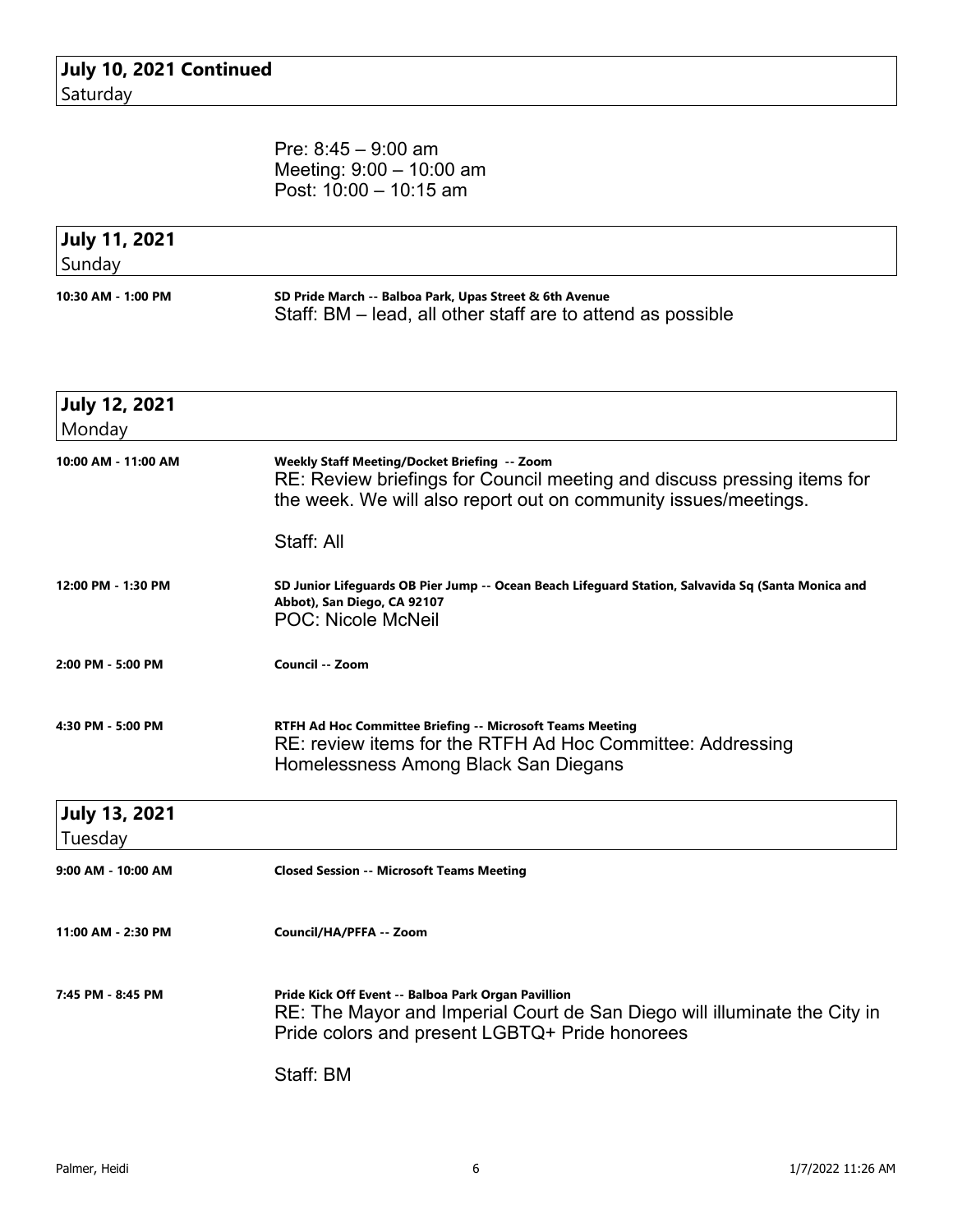## July 10, 2021 Continued
Saturday

Pre: 8:45 – 9:00 am
Meeting: 9:00 – 10:00 am
Post: 10:00 – 10:15 am

## July 11, 2021
Sunday

**10:30 AM - 1:00 PM**

**SD Pride March -- Balboa Park, Upas Street & 6th Avenue**
Staff: BM – lead, all other staff are to attend as possible

## July 12, 2021
Monday

**10:00 AM - 11:00 AM**

**Weekly Staff Meeting/Docket Briefing -- Zoom**
RE: Review briefings for Council meeting and discuss pressing items for the week. We will also report out on community issues/meetings.

Staff: All

**12:00 PM - 1:30 PM**

**SD Junior Lifeguards OB Pier Jump -- Ocean Beach Lifeguard Station, Salvavida Sq (Santa Monica and Abbot), San Diego, CA 92107**
POC: Nicole McNeil

**2:00 PM - 5:00 PM**

**Council -- Zoom**

**4:30 PM - 5:00 PM**

**RTFH Ad Hoc Committee Briefing -- Microsoft Teams Meeting**
RE: review items for the RTFH Ad Hoc Committee: Addressing Homelessness Among Black San Diegans

## July 13, 2021
Tuesday

**9:00 AM - 10:00 AM**

**Closed Session -- Microsoft Teams Meeting**

**11:00 AM - 2:30 PM**

**Council/HA/PFFA -- Zoom**

**7:45 PM - 8:45 PM**

**Pride Kick Off Event -- Balboa Park Organ Pavillion**
RE: The Mayor and Imperial Court de San Diego will illuminate the City in Pride colors and present LGBTQ+ Pride honorees

Staff: BM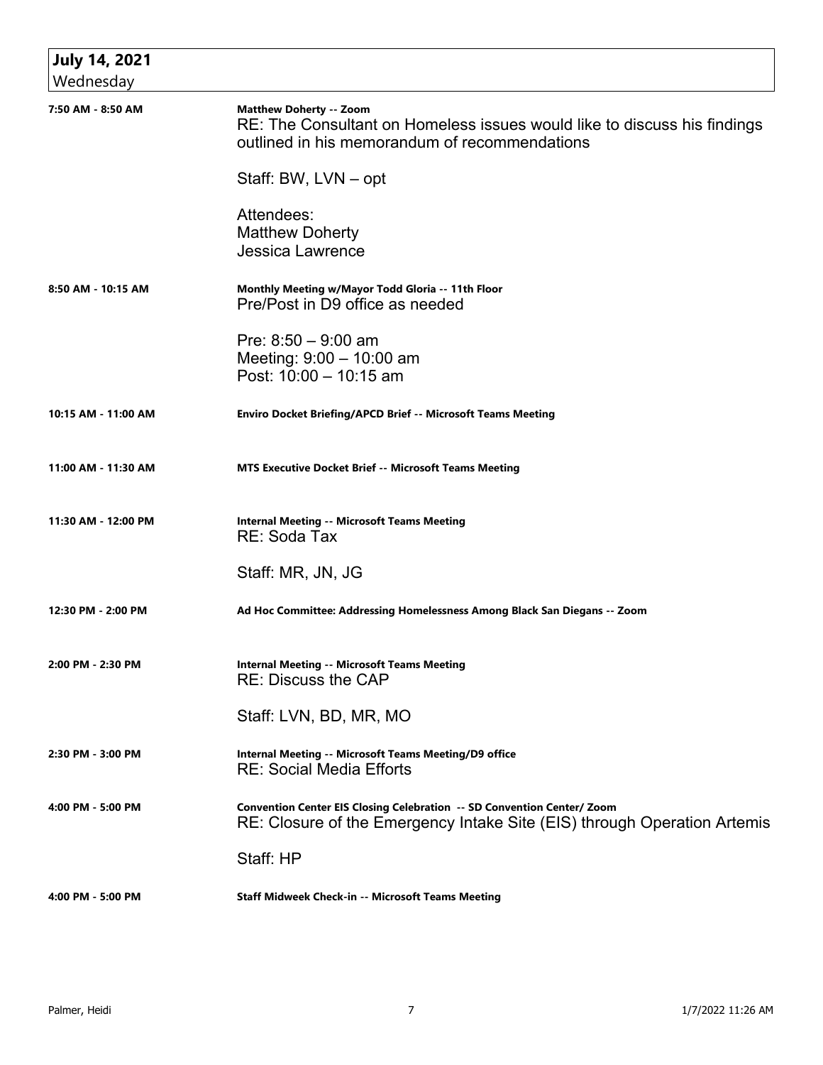## July 14, 2021
Wednesday

**7:50 AM - 8:50 AM**

**Matthew Doherty -- Zoom**
RE: The Consultant on Homeless issues would like to discuss his findings outlined in his memorandum of recommendations

Staff: BW, LVN – opt

Attendees:
Matthew Doherty
Jessica Lawrence

**8:50 AM - 10:15 AM**

**Monthly Meeting w/Mayor Todd Gloria -- 11th Floor**
Pre/Post in D9 office as needed

Pre: 8:50 – 9:00 am
Meeting: 9:00 – 10:00 am
Post: 10:00 – 10:15 am

**10:15 AM - 11:00 AM**

**Enviro Docket Briefing/APCD Brief -- Microsoft Teams Meeting**

**11:00 AM - 11:30 AM**

**MTS Executive Docket Brief -- Microsoft Teams Meeting**

**11:30 AM - 12:00 PM**

**Internal Meeting -- Microsoft Teams Meeting**
RE: Soda Tax

Staff: MR, JN, JG

**12:30 PM - 2:00 PM**

**Ad Hoc Committee: Addressing Homelessness Among Black San Diegans -- Zoom**

**2:00 PM - 2:30 PM**

**Internal Meeting -- Microsoft Teams Meeting**
RE: Discuss the CAP

Staff: LVN, BD, MR, MO

**2:30 PM - 3:00 PM**

**Internal Meeting -- Microsoft Teams Meeting/D9 office**
RE: Social Media Efforts

**4:00 PM - 5:00 PM**

**Convention Center EIS Closing Celebration -- SD Convention Center/ Zoom**
RE: Closure of the Emergency Intake Site (EIS) through Operation Artemis

Staff: HP

**4:00 PM - 5:00 PM**

**Staff Midweek Check-in -- Microsoft Teams Meeting**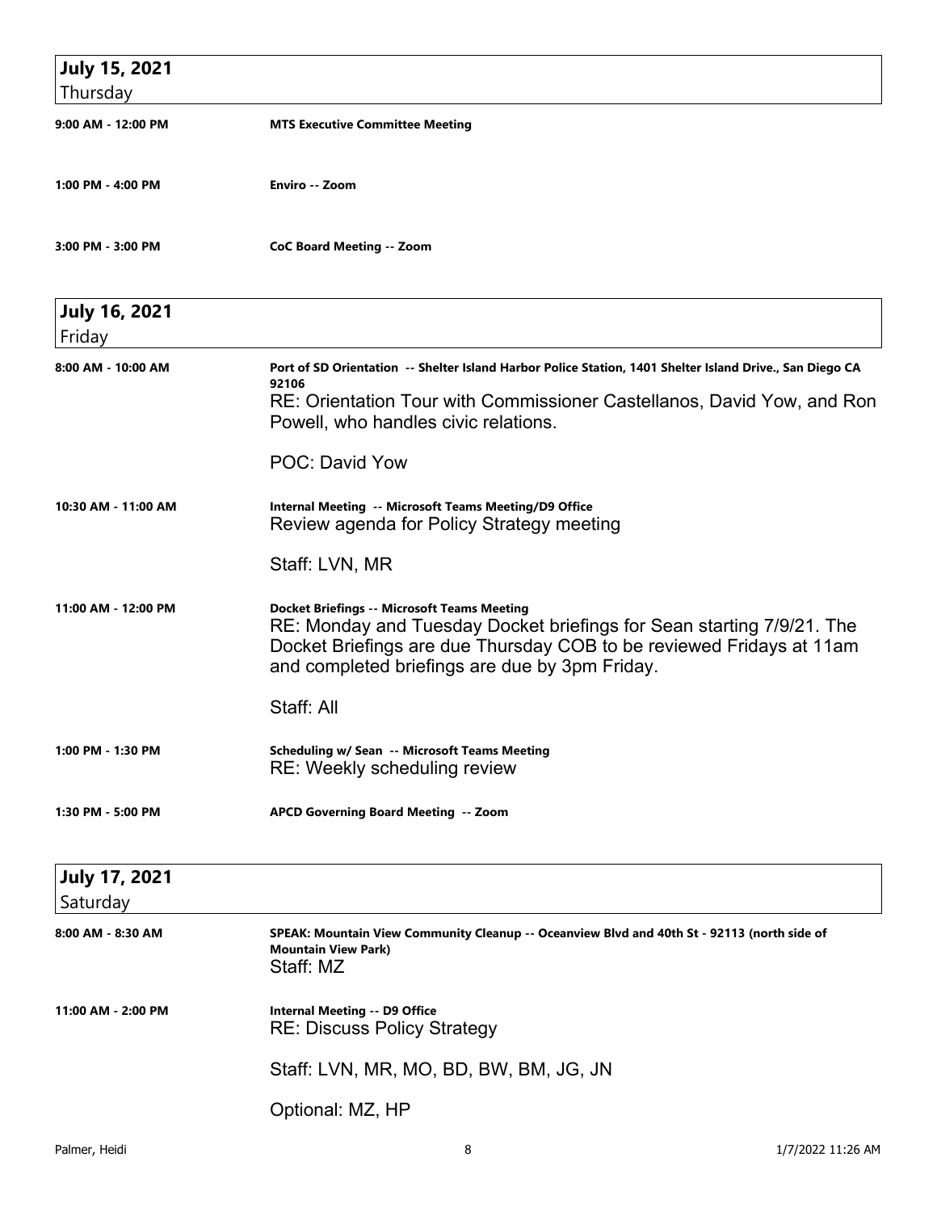## July 15, 2021
Thursday

**9:00 AM - 12:00 PM** — **MTS Executive Committee Meeting**

**1:00 PM - 4:00 PM** — **Enviro -- Zoom**

**3:00 PM - 3:00 PM** — **CoC Board Meeting -- Zoom**

## July 16, 2021
Friday

**8:00 AM - 10:00 AM** — **Port of SD Orientation -- Shelter Island Harbor Police Station, 1401 Shelter Island Drive., San Diego CA 92106**

RE: Orientation Tour with Commissioner Castellanos, David Yow, and Ron Powell, who handles civic relations.

POC: David Yow

**10:30 AM - 11:00 AM** — **Internal Meeting -- Microsoft Teams Meeting/D9 Office**

Review agenda for Policy Strategy meeting

Staff: LVN, MR

**11:00 AM - 12:00 PM** — **Docket Briefings -- Microsoft Teams Meeting**

RE: Monday and Tuesday Docket briefings for Sean starting 7/9/21. The Docket Briefings are due Thursday COB to be reviewed Fridays at 11am and completed briefings are due by 3pm Friday.

Staff: All

**1:00 PM - 1:30 PM** — **Scheduling w/ Sean -- Microsoft Teams Meeting**

RE: Weekly scheduling review

**1:30 PM - 5:00 PM** — **APCD Governing Board Meeting -- Zoom**

## July 17, 2021
Saturday

**8:00 AM - 8:30 AM** — **SPEAK: Mountain View Community Cleanup -- Oceanview Blvd and 40th St - 92113 (north side of Mountain View Park)**

Staff: MZ

**11:00 AM - 2:00 PM** — **Internal Meeting -- D9 Office**

RE: Discuss Policy Strategy

Staff: LVN, MR, MO, BD, BW, BM, JG, JN

Optional: MZ, HP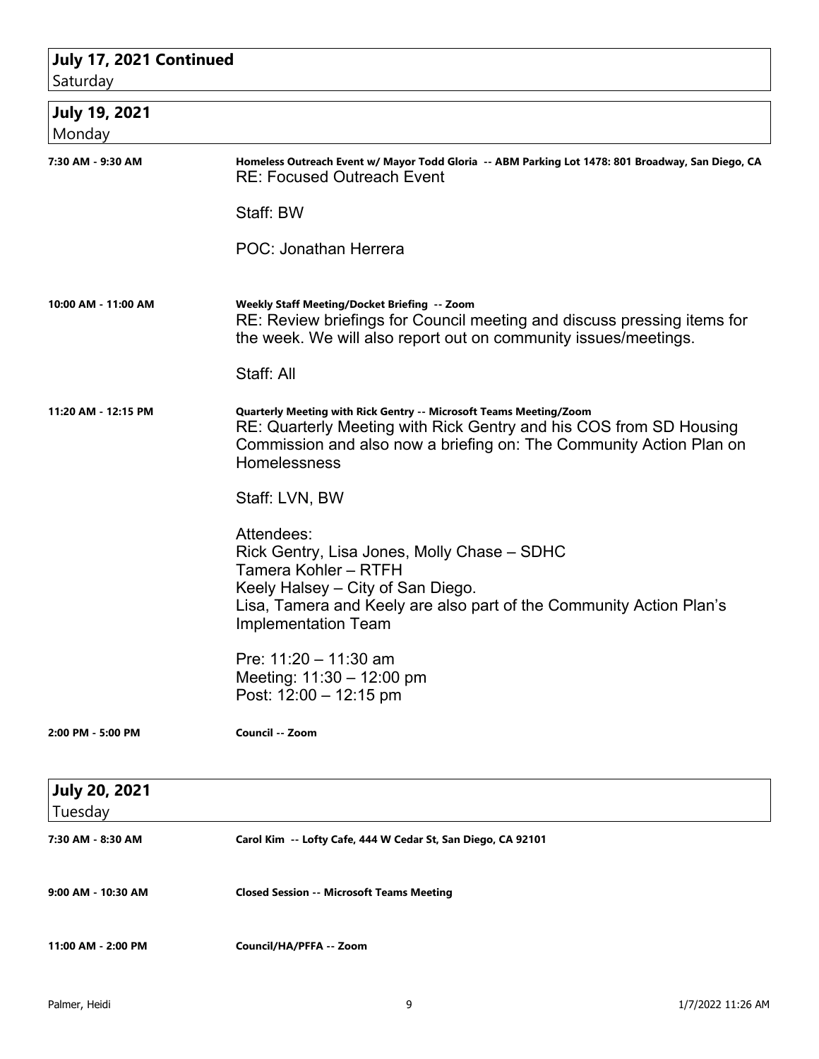## July 17, 2021 Continued
Saturday

## July 19, 2021
Monday

**7:30 AM - 9:30 AM**

**Homeless Outreach Event w/ Mayor Todd Gloria -- ABM Parking Lot 1478: 801 Broadway, San Diego, CA**
RE: Focused Outreach Event

Staff: BW

POC: Jonathan Herrera

**10:00 AM - 11:00 AM**

**Weekly Staff Meeting/Docket Briefing -- Zoom**
RE: Review briefings for Council meeting and discuss pressing items for the week. We will also report out on community issues/meetings.

Staff: All

**11:20 AM - 12:15 PM**

**Quarterly Meeting with Rick Gentry -- Microsoft Teams Meeting/Zoom**
RE: Quarterly Meeting with Rick Gentry and his COS from SD Housing Commission and also now a briefing on: The Community Action Plan on Homelessness

Staff: LVN, BW

Attendees:
Rick Gentry, Lisa Jones, Molly Chase – SDHC
Tamera Kohler – RTFH
Keely Halsey – City of San Diego.
Lisa, Tamera and Keely are also part of the Community Action Plan's Implementation Team

Pre: 11:20 – 11:30 am
Meeting: 11:30 – 12:00 pm
Post: 12:00 – 12:15 pm

**2:00 PM - 5:00 PM**

**Council -- Zoom**

## July 20, 2021
Tuesday

**7:30 AM - 8:30 AM**

**Carol Kim -- Lofty Cafe, 444 W Cedar St, San Diego, CA 92101**

**9:00 AM - 10:30 AM**

**Closed Session -- Microsoft Teams Meeting**

**11:00 AM - 2:00 PM**

**Council/HA/PFFA -- Zoom**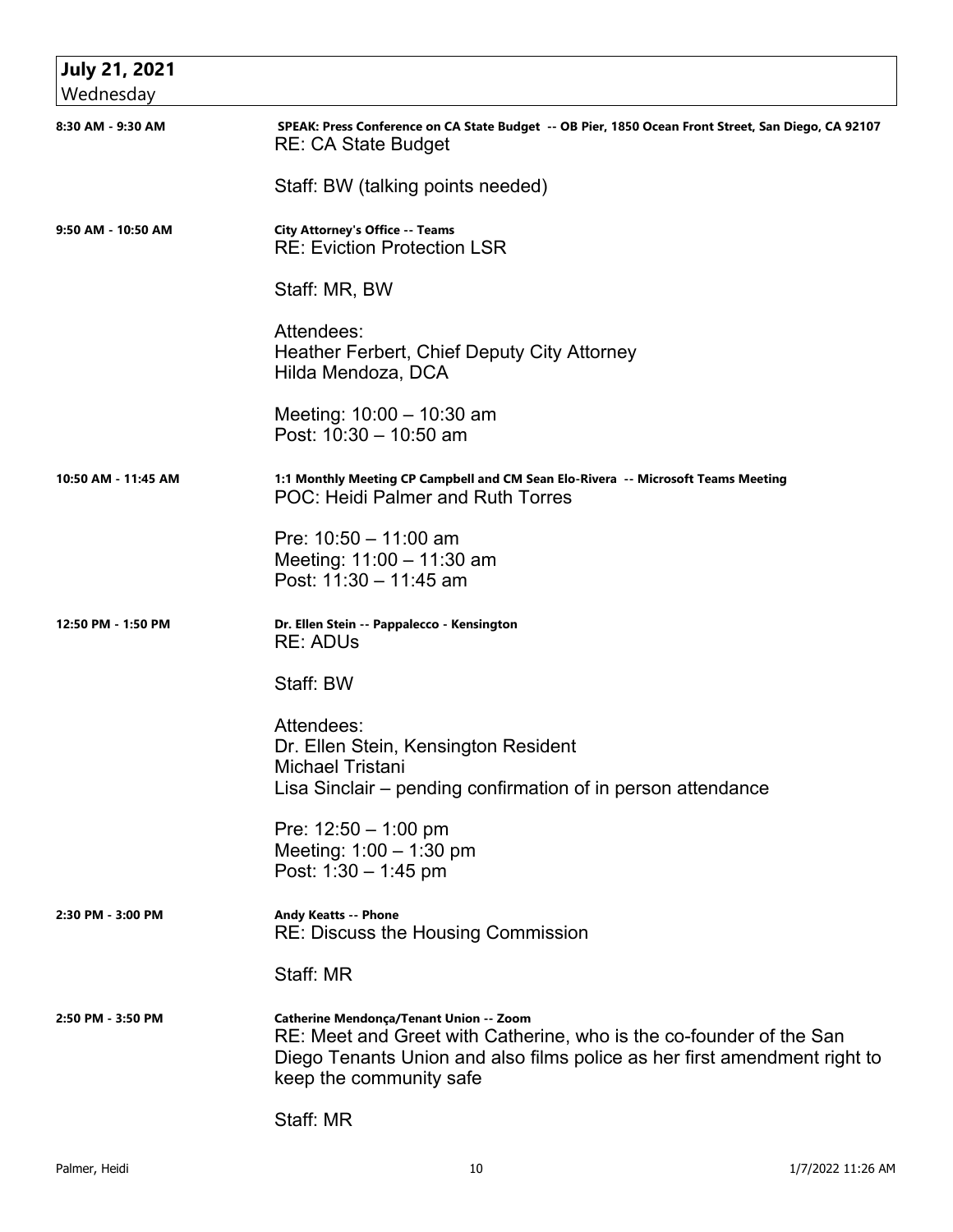**July 21, 2021**
Wednesday

**8:30 AM - 9:30 AM** — **SPEAK: Press Conference on CA State Budget -- OB Pier, 1850 Ocean Front Street, San Diego, CA 92107**
RE: CA State Budget

Staff: BW (talking points needed)

**9:50 AM - 10:50 AM** — **City Attorney's Office -- Teams**
RE: Eviction Protection LSR

Staff: MR, BW

Attendees:
Heather Ferbert, Chief Deputy City Attorney
Hilda Mendoza, DCA

Meeting: 10:00 – 10:30 am
Post: 10:30 – 10:50 am

**10:50 AM - 11:45 AM** — **1:1 Monthly Meeting CP Campbell and CM Sean Elo-Rivera -- Microsoft Teams Meeting**
POC: Heidi Palmer and Ruth Torres

Pre: 10:50 – 11:00 am
Meeting: 11:00 – 11:30 am
Post: 11:30 – 11:45 am

**12:50 PM - 1:50 PM** — **Dr. Ellen Stein -- Pappalecco - Kensington**
RE: ADUs

Staff: BW

Attendees:
Dr. Ellen Stein, Kensington Resident
Michael Tristani
Lisa Sinclair – pending confirmation of in person attendance

Pre: 12:50 – 1:00 pm
Meeting: 1:00 – 1:30 pm
Post: 1:30 – 1:45 pm

**2:30 PM - 3:00 PM** — **Andy Keatts -- Phone**
RE: Discuss the Housing Commission

Staff: MR

**2:50 PM - 3:50 PM** — **Catherine Mendonça/Tenant Union -- Zoom**
RE: Meet and Greet with Catherine, who is the co-founder of the San Diego Tenants Union and also films police as her first amendment right to keep the community safe

Staff: MR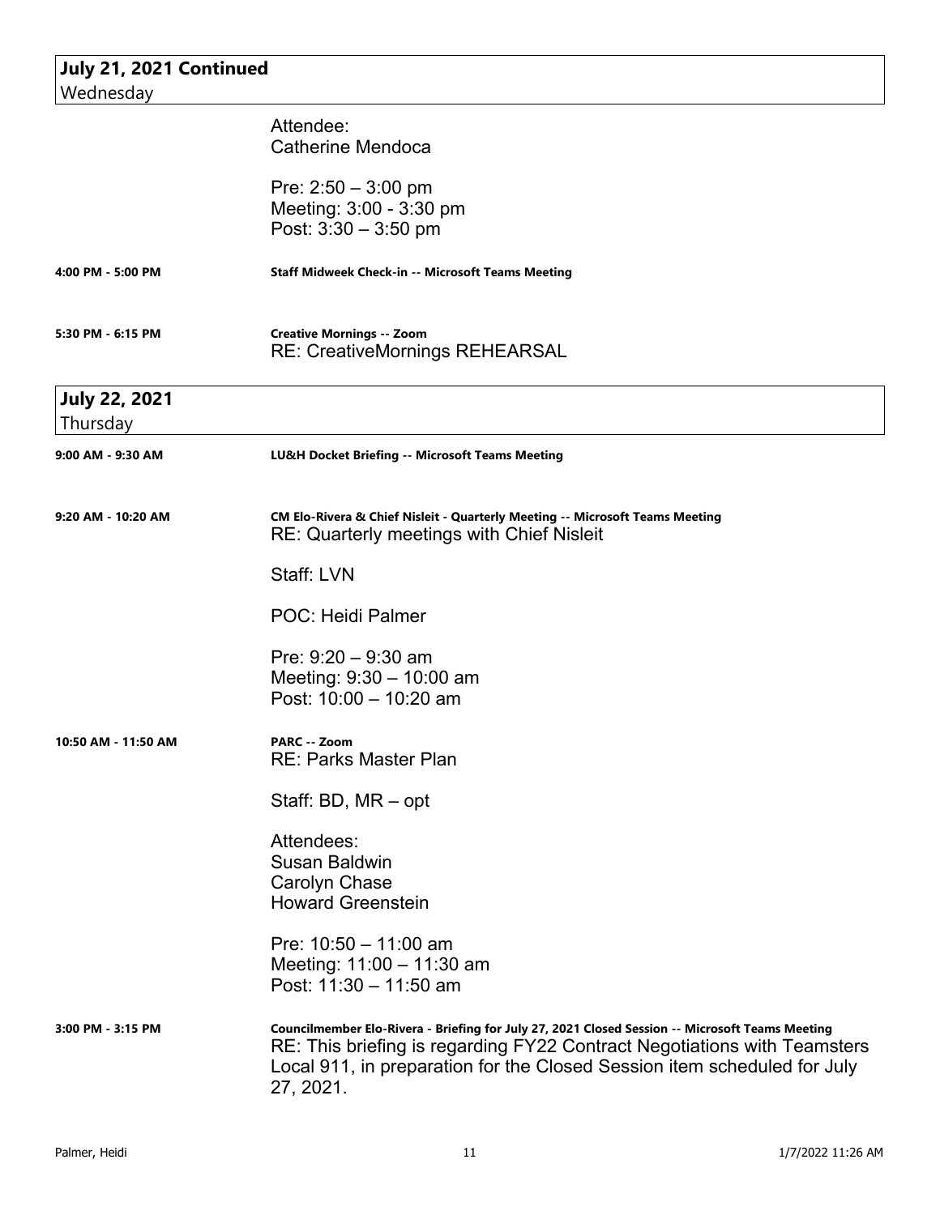## July 21, 2021 Continued
Wednesday

Attendee:
Catherine Mendoca

Pre: 2:50 – 3:00 pm
Meeting: 3:00 - 3:30 pm
Post: 3:30 – 3:50 pm

**4:00 PM - 5:00 PM** — **Staff Midweek Check-in -- Microsoft Teams Meeting**

**5:30 PM - 6:15 PM** — **Creative Mornings -- Zoom**
RE: CreativeMornings REHEARSAL

## July 22, 2021
Thursday

**9:00 AM - 9:30 AM** — **LU&H Docket Briefing -- Microsoft Teams Meeting**

**9:20 AM - 10:20 AM** — **CM Elo-Rivera & Chief Nisleit - Quarterly Meeting -- Microsoft Teams Meeting**
RE: Quarterly meetings with Chief Nisleit

Staff: LVN

POC: Heidi Palmer

Pre: 9:20 – 9:30 am
Meeting: 9:30 – 10:00 am
Post: 10:00 – 10:20 am

**10:50 AM - 11:50 AM** — **PARC -- Zoom**
RE: Parks Master Plan

Staff: BD, MR – opt

Attendees:
Susan Baldwin
Carolyn Chase
Howard Greenstein

Pre: 10:50 – 11:00 am
Meeting: 11:00 – 11:30 am
Post: 11:30 – 11:50 am

**3:00 PM - 3:15 PM** — **Councilmember Elo-Rivera - Briefing for July 27, 2021 Closed Session -- Microsoft Teams Meeting**
RE: This briefing is regarding FY22 Contract Negotiations with Teamsters Local 911, in preparation for the Closed Session item scheduled for July 27, 2021.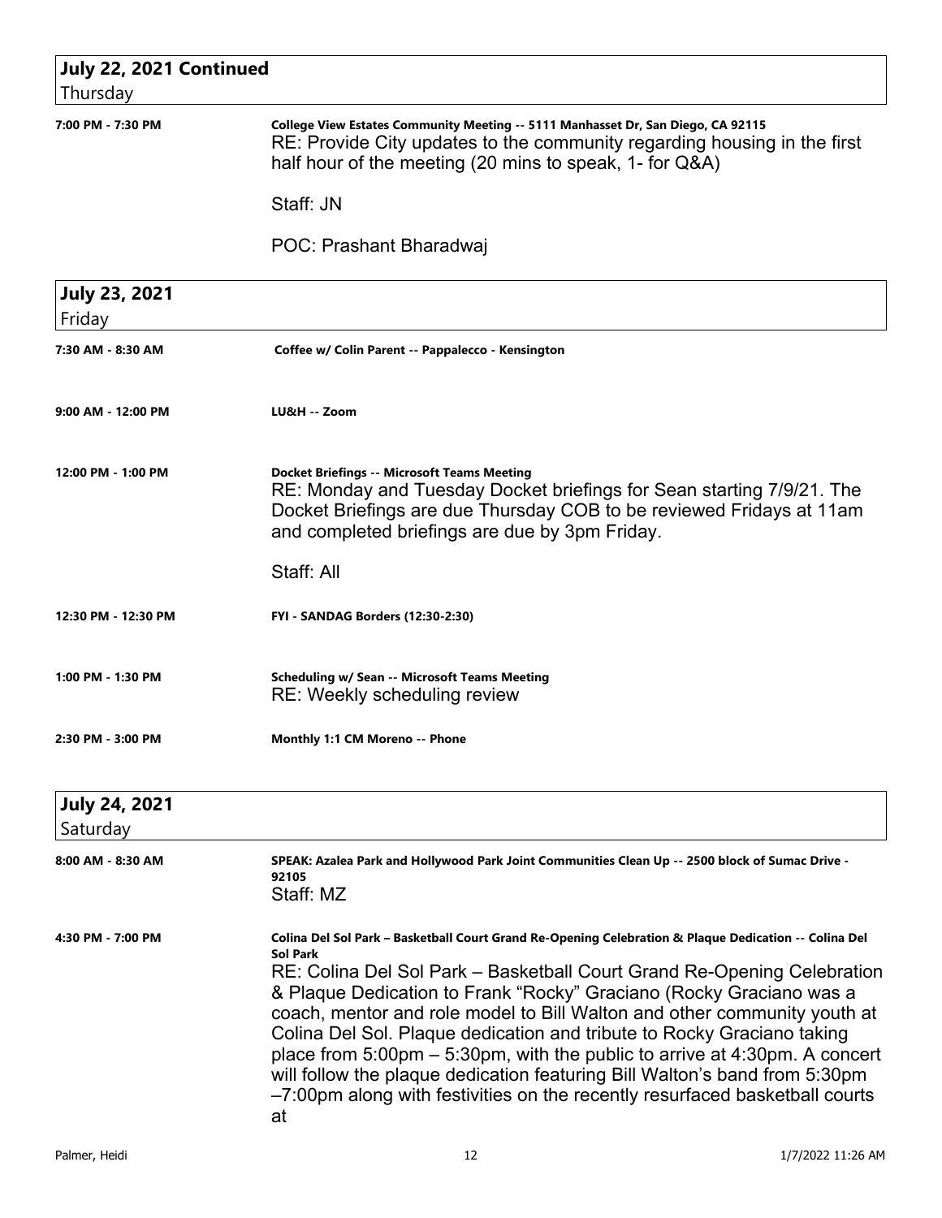## July 22, 2021 Continued
Thursday

**7:00 PM - 7:30 PM** — **College View Estates Community Meeting -- 5111 Manhasset Dr, San Diego, CA 92115**

RE: Provide City updates to the community regarding housing in the first half hour of the meeting (20 mins to speak, 1- for Q&A)

Staff: JN

POC: Prashant Bharadwaj

## July 23, 2021
Friday

**7:30 AM - 8:30 AM** — **Coffee w/ Colin Parent -- Pappalecco - Kensington**

**9:00 AM - 12:00 PM** — **LU&H -- Zoom**

**12:00 PM - 1:00 PM** — **Docket Briefings -- Microsoft Teams Meeting**

RE: Monday and Tuesday Docket briefings for Sean starting 7/9/21. The Docket Briefings are due Thursday COB to be reviewed Fridays at 11am and completed briefings are due by 3pm Friday.

Staff: All

**12:30 PM - 12:30 PM** — **FYI - SANDAG Borders (12:30-2:30)**

**1:00 PM - 1:30 PM** — **Scheduling w/ Sean -- Microsoft Teams Meeting**

RE: Weekly scheduling review

**2:30 PM - 3:00 PM** — **Monthly 1:1 CM Moreno -- Phone**

## July 24, 2021
Saturday

**8:00 AM - 8:30 AM** — **SPEAK: Azalea Park and Hollywood Park Joint Communities Clean Up -- 2500 block of Sumac Drive - 92105**

Staff: MZ

**4:30 PM - 7:00 PM** — **Colina Del Sol Park – Basketball Court Grand Re-Opening Celebration & Plaque Dedication -- Colina Del Sol Park**

RE: Colina Del Sol Park – Basketball Court Grand Re-Opening Celebration & Plaque Dedication to Frank "Rocky" Graciano (Rocky Graciano was a coach, mentor and role model to Bill Walton and other community youth at Colina Del Sol. Plaque dedication and tribute to Rocky Graciano taking place from 5:00pm – 5:30pm, with the public to arrive at 4:30pm. A concert will follow the plaque dedication featuring Bill Walton's band from 5:30pm –7:00pm along with festivities on the recently resurfaced basketball courts at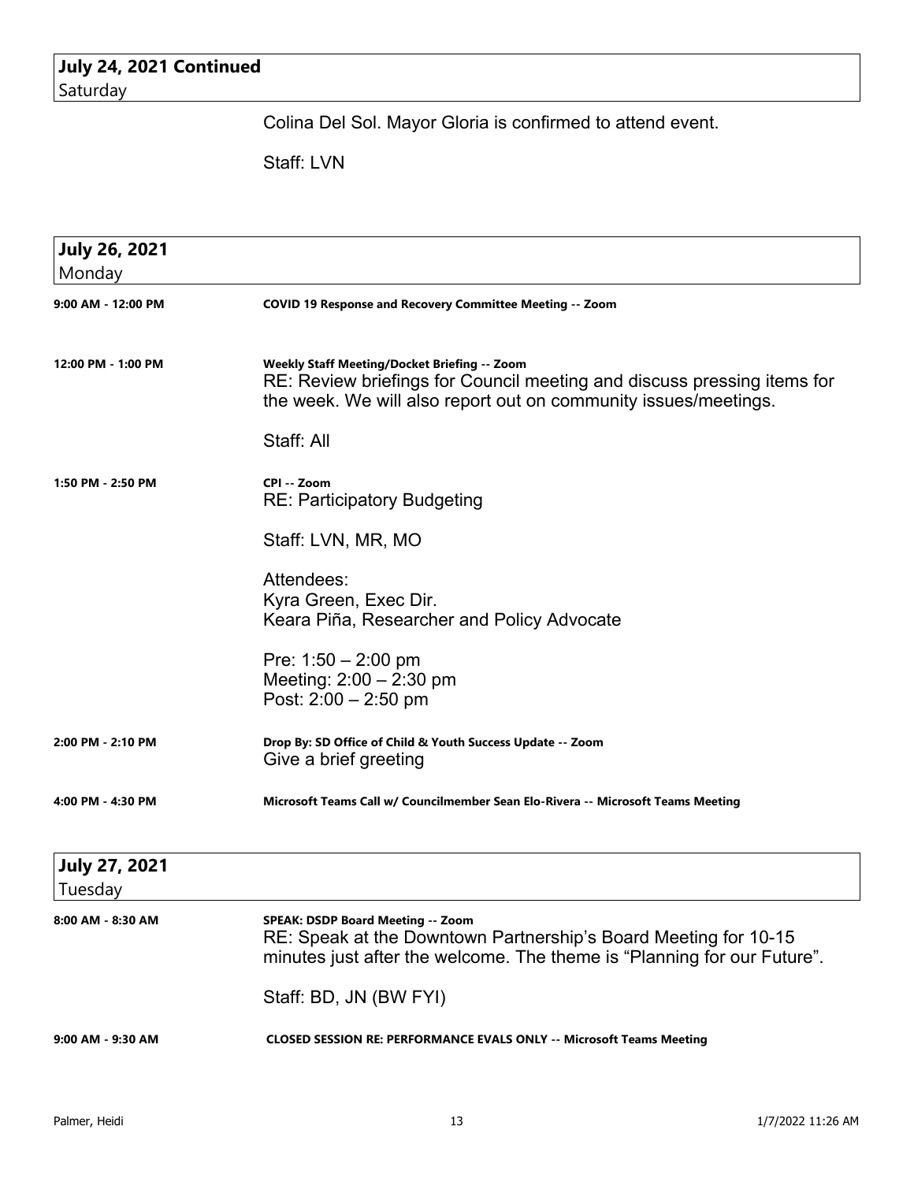## July 24, 2021 Continued
Saturday

Colina Del Sol. Mayor Gloria is confirmed to attend event.

Staff: LVN

## July 26, 2021
Monday

**9:00 AM - 12:00 PM** — **COVID 19 Response and Recovery Committee Meeting -- Zoom**

**12:00 PM - 1:00 PM** — **Weekly Staff Meeting/Docket Briefing -- Zoom**

RE: Review briefings for Council meeting and discuss pressing items for the week. We will also report out on community issues/meetings.

Staff: All

**1:50 PM - 2:50 PM** — **CPI -- Zoom**

RE: Participatory Budgeting

Staff: LVN, MR, MO

Attendees:
Kyra Green, Exec Dir.
Keara Piña, Researcher and Policy Advocate

Pre: 1:50 – 2:00 pm
Meeting: 2:00 – 2:30 pm
Post: 2:00 – 2:50 pm

**2:00 PM - 2:10 PM** — **Drop By: SD Office of Child & Youth Success Update -- Zoom**

Give a brief greeting

**4:00 PM - 4:30 PM** — **Microsoft Teams Call w/ Councilmember Sean Elo-Rivera -- Microsoft Teams Meeting**

## July 27, 2021
Tuesday

**8:00 AM - 8:30 AM** — **SPEAK: DSDP Board Meeting -- Zoom**

RE: Speak at the Downtown Partnership's Board Meeting for 10-15 minutes just after the welcome. The theme is "Planning for our Future".

Staff: BD, JN (BW FYI)

**9:00 AM - 9:30 AM** — **CLOSED SESSION RE: PERFORMANCE EVALS ONLY -- Microsoft Teams Meeting**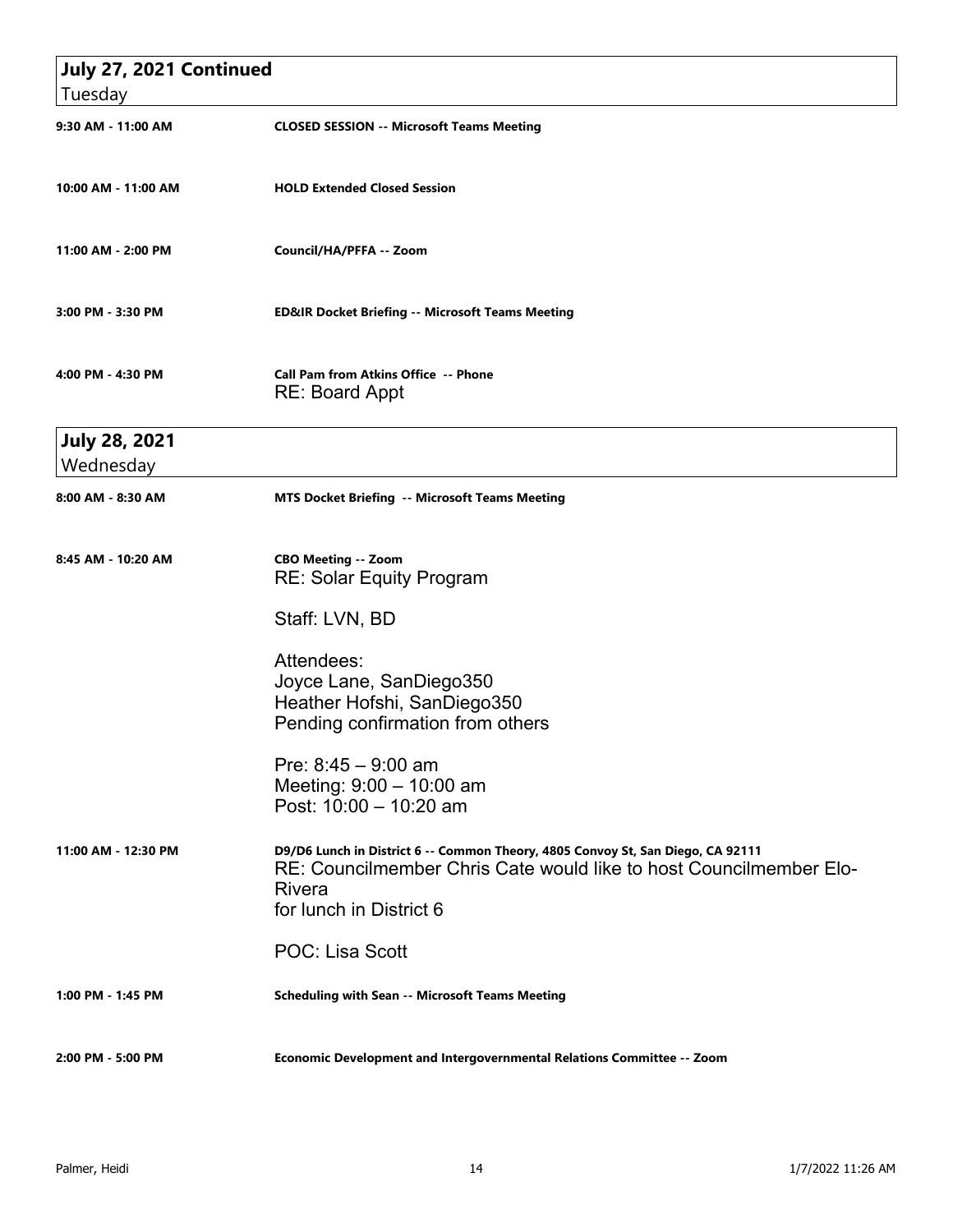## July 27, 2021 Continued
Tuesday

**9:30 AM - 11:00 AM** — **CLOSED SESSION -- Microsoft Teams Meeting**

**10:00 AM - 11:00 AM** — **HOLD Extended Closed Session**

**11:00 AM - 2:00 PM** — **Council/HA/PFFA -- Zoom**

**3:00 PM - 3:30 PM** — **ED&IR Docket Briefing -- Microsoft Teams Meeting**

**4:00 PM - 4:30 PM** — **Call Pam from Atkins Office -- Phone**
RE: Board Appt

## July 28, 2021
Wednesday

**8:00 AM - 8:30 AM** — **MTS Docket Briefing -- Microsoft Teams Meeting**

**8:45 AM - 10:20 AM** — **CBO Meeting -- Zoom**
RE: Solar Equity Program

Staff: LVN, BD

Attendees:
Joyce Lane, SanDiego350
Heather Hofshi, SanDiego350
Pending confirmation from others

Pre: 8:45 – 9:00 am
Meeting: 9:00 – 10:00 am
Post: 10:00 – 10:20 am

**11:00 AM - 12:30 PM** — **D9/D6 Lunch in District 6 -- Common Theory, 4805 Convoy St, San Diego, CA 92111**
RE: Councilmember Chris Cate would like to host Councilmember Elo-Rivera
for lunch in District 6

POC: Lisa Scott

**1:00 PM - 1:45 PM** — **Scheduling with Sean -- Microsoft Teams Meeting**

**2:00 PM - 5:00 PM** — **Economic Development and Intergovernmental Relations Committee -- Zoom**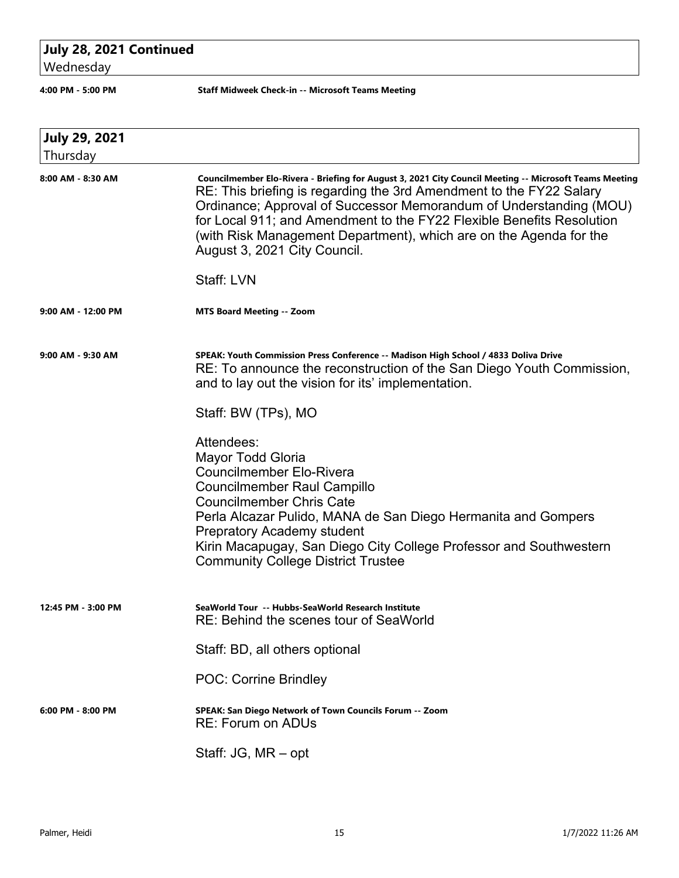## July 28, 2021 Continued
Wednesday

**4:00 PM - 5:00 PM** — **Staff Midweek Check-in -- Microsoft Teams Meeting**

## July 29, 2021
Thursday

**8:00 AM - 8:30 AM** — **Councilmember Elo-Rivera - Briefing for August 3, 2021 City Council Meeting -- Microsoft Teams Meeting**

RE: This briefing is regarding the 3rd Amendment to the FY22 Salary Ordinance; Approval of Successor Memorandum of Understanding (MOU) for Local 911; and Amendment to the FY22 Flexible Benefits Resolution (with Risk Management Department), which are on the Agenda for the August 3, 2021 City Council.

Staff: LVN

**9:00 AM - 12:00 PM** — **MTS Board Meeting -- Zoom**

**9:00 AM - 9:30 AM** — **SPEAK: Youth Commission Press Conference -- Madison High School / 4833 Doliva Drive**

RE: To announce the reconstruction of the San Diego Youth Commission, and to lay out the vision for its' implementation.

Staff: BW (TPs), MO

Attendees:
Mayor Todd Gloria
Councilmember Elo-Rivera
Councilmember Raul Campillo
Councilmember Chris Cate
Perla Alcazar Pulido, MANA de San Diego Hermanita and Gompers Prepratory Academy student
Kirin Macapugay, San Diego City College Professor and Southwestern Community College District Trustee

**12:45 PM - 3:00 PM** — **SeaWorld Tour -- Hubbs-SeaWorld Research Institute**

RE: Behind the scenes tour of SeaWorld

Staff: BD, all others optional

POC: Corrine Brindley

**6:00 PM - 8:00 PM** — **SPEAK: San Diego Network of Town Councils Forum -- Zoom**

RE: Forum on ADUs

Staff: JG, MR – opt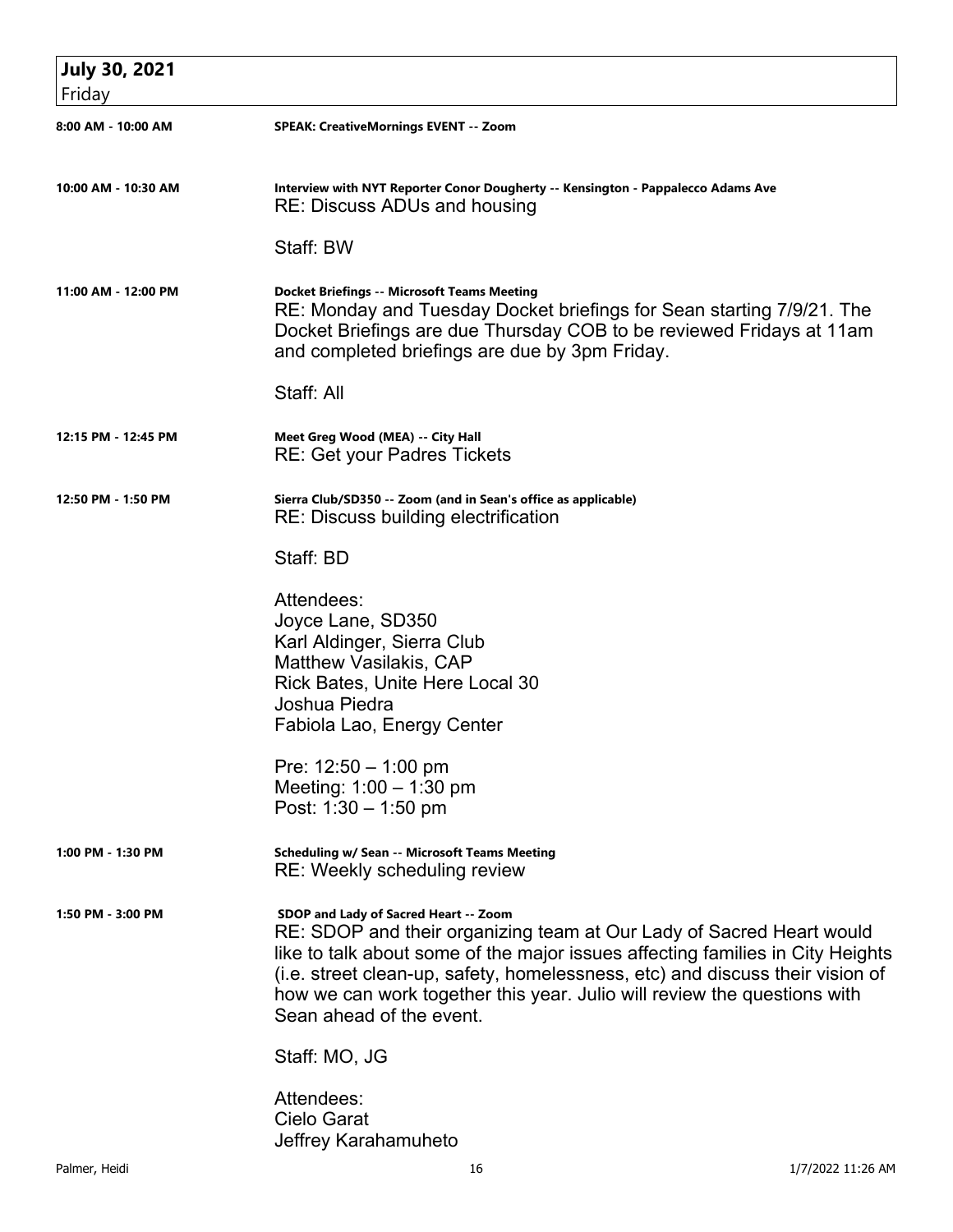**July 30, 2021**
Friday

**8:00 AM - 10:00 AM** — **SPEAK: CreativeMornings EVENT -- Zoom**

**10:00 AM - 10:30 AM** — **Interview with NYT Reporter Conor Dougherty -- Kensington - Pappalecco Adams Ave**
RE: Discuss ADUs and housing

Staff: BW

**11:00 AM - 12:00 PM** — **Docket Briefings -- Microsoft Teams Meeting**
RE: Monday and Tuesday Docket briefings for Sean starting 7/9/21. The Docket Briefings are due Thursday COB to be reviewed Fridays at 11am and completed briefings are due by 3pm Friday.

Staff: All

**12:15 PM - 12:45 PM** — **Meet Greg Wood (MEA) -- City Hall**
RE: Get your Padres Tickets

**12:50 PM - 1:50 PM** — **Sierra Club/SD350 -- Zoom (and in Sean's office as applicable)**
RE: Discuss building electrification

Staff: BD

Attendees:
Joyce Lane, SD350
Karl Aldinger, Sierra Club
Matthew Vasilakis, CAP
Rick Bates, Unite Here Local 30
Joshua Piedra
Fabiola Lao, Energy Center

Pre: 12:50 – 1:00 pm
Meeting: 1:00 – 1:30 pm
Post: 1:30 – 1:50 pm

**1:00 PM - 1:30 PM** — **Scheduling w/ Sean -- Microsoft Teams Meeting**
RE: Weekly scheduling review

**1:50 PM - 3:00 PM** — **SDOP and Lady of Sacred Heart -- Zoom**
RE: SDOP and their organizing team at Our Lady of Sacred Heart would like to talk about some of the major issues affecting families in City Heights (i.e. street clean-up, safety, homelessness, etc) and discuss their vision of how we can work together this year. Julio will review the questions with Sean ahead of the event.

Staff: MO, JG

Attendees:
Cielo Garat
Jeffrey Karahamuheto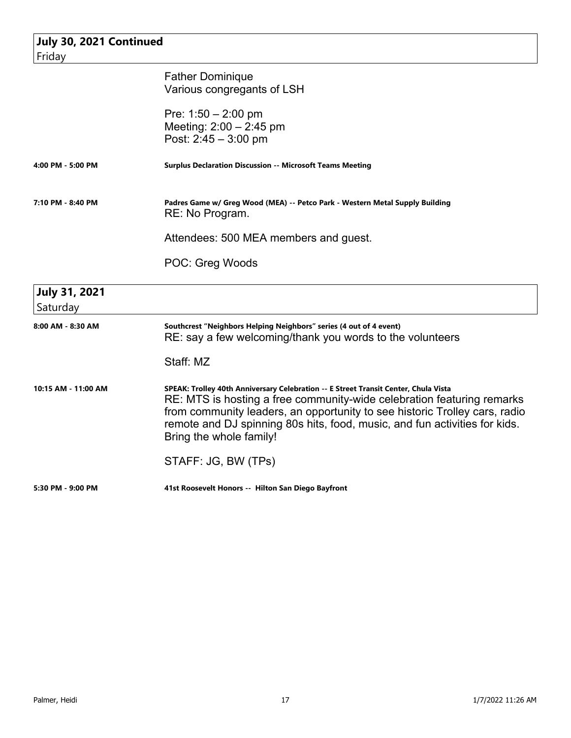## July 30, 2021 Continued
Friday

Father Dominique
Various congregants of LSH

Pre: 1:50 – 2:00 pm
Meeting: 2:00 – 2:45 pm
Post: 2:45 – 3:00 pm

**4:00 PM - 5:00 PM** — **Surplus Declaration Discussion -- Microsoft Teams Meeting**

**7:10 PM - 8:40 PM** — **Padres Game w/ Greg Wood (MEA) -- Petco Park - Western Metal Supply Building**

RE: No Program.

Attendees: 500 MEA members and guest.

POC: Greg Woods

## July 31, 2021
Saturday

**8:00 AM - 8:30 AM** — **Southcrest "Neighbors Helping Neighbors" series (4 out of 4 event)**

RE: say a few welcoming/thank you words to the volunteers

Staff: MZ

**10:15 AM - 11:00 AM** — **SPEAK: Trolley 40th Anniversary Celebration -- E Street Transit Center, Chula Vista**

RE: MTS is hosting a free community-wide celebration featuring remarks from community leaders, an opportunity to see historic Trolley cars, radio remote and DJ spinning 80s hits, food, music, and fun activities for kids. Bring the whole family!

STAFF: JG, BW (TPs)

**5:30 PM - 9:00 PM** — **41st Roosevelt Honors -- Hilton San Diego Bayfront**